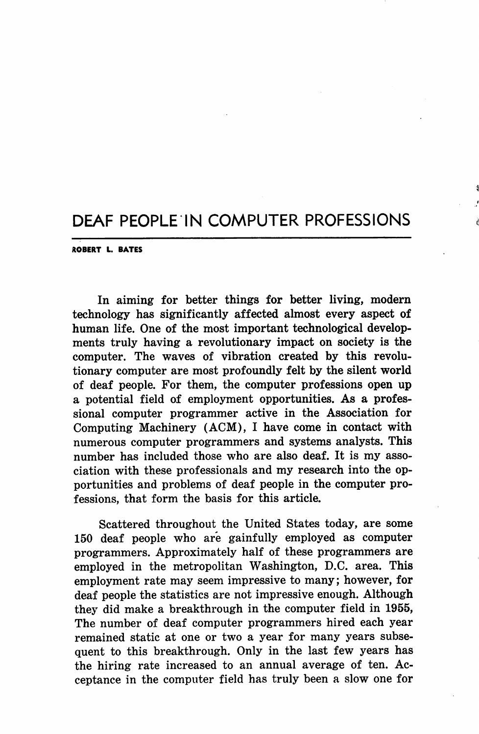# DEAF PEOPLE IN COMPUTER PROFESSIONS

ROBERT L. BATES

In aiming for better things for better living, modern technology has significantly affected almost every aspect of human life. One of the most important technological developments truly having a revolutionary impact on society is the computer. The waves of vibration created by this revolutionary computer are most profoundly felt by the silent world of deaf people. For them, the computer professions open up a potential field of employment opportunities. As a professional computer programmer active in the Association for Computing Machinery (ACM), I have come in contact with numerous computer programmers and systems analysts. This number has included those who are also deaf. It is my association with these professionals and my research into the opportunities and problems of deaf people in the computer professions, that form the basis for this article.

Scattered throughout the United States today, are some 150 deaf people who are gainfully employed as computer programmers. Approximately half of these programmers are employed in the metropolitan Washington, D.C. area. This employment rate may seem impressive to many; however, for deaf people the statistics are not impressive enough. Although they did make a breakthrough in the computer field in 1955, The number of deaf computer programmers hired each year remained static at one or two a year for many years subsequent to this breakthrough. Only in the last few years has the hiring rate increased to an annual average of ten. Acceptance in the computer field has truly been a slow one for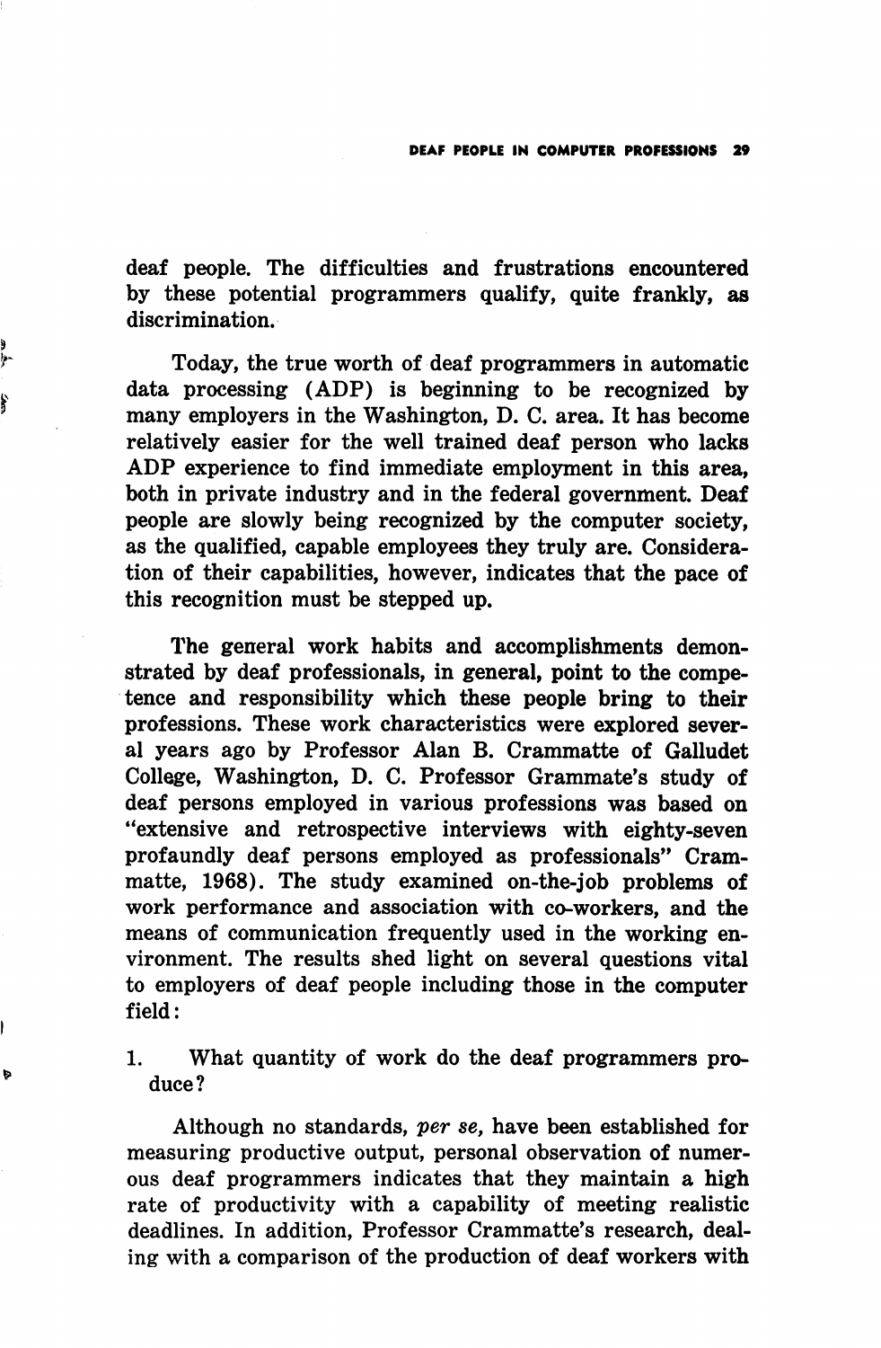deaf people. The difficulties and frustrations encountered by these potential programmers qualify, quite frankly, as discrimination.

Today, the true worth of deaf programmers in automatic data processing (ADP) is beginning to be recognized by many employers in the Washington, D. C. area. It has become relatively easier for the well trained deaf person who lacks ADP experience to find immediate employment in this area, both in private industry and in the federal government. Deaf people are slowly being recognized by the computer society, as the qualified, capable employees they truly are. Consideration of their capabilities, however, indicates that the pace of this recognition must be stepped up.

The general work habits and accomplishments demonstrated by deaf professionals, in general, point to the competence and responsibility which these people bring to their professions. These work characteristics were explored several years ago by Professor Alan B. Crammatte of Galludet College, Washington, D. C. Professor Grammate's study of deaf persons employed in various professions was based on "extensive and retrospective interviews with eighty-seven profaundly deaf persons employed as professionals" Crammatte, 1968). The study examined on-the-job problems of work performance and association with co-workers, and the means of communication frequently used in the working environment. The results shed light on several questions vital to employers of deaf people including those in the computer field:

1. What quantity of work do the deaf programmers produce?

Although no standards, *per se*, have been established for measuring productive output, personal observation of numerous deaf programmers indicates that they maintain a high rate of productivity with a capability of meeting realistic deadlines. In addition, Professor Crammatte's research, dealing with a comparison of the production of deaf workers with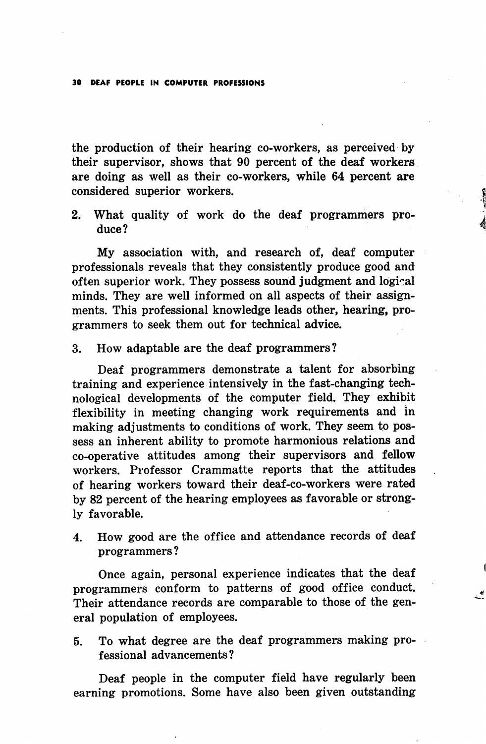the production of their hearing co-workers, as perceived by their supervisor, shows that 90 percent of the deaf workers are doing as well as their co-workers, while 64 percent are considered superior workers.

2. What quality of work do the deaf programmers produce?

My association with, and research of, deaf computer professionals reveals that they consistently produce good and often superior work. They possess sound judgment and logical minds. They are well informed on all aspects of their assignments. This professional knowledge leads other, hearing, programmers to seek them out for technical advice.

3. How adaptable are the deaf programmers?

Deaf programmers demonstrate a talent for absorbing training and experience intensively in the fast-changing technological developments of the computer field. They exhibit flexibility in meeting changing work requirements and in making adjustments to conditions of work. They seem to possess an inherent ability to promote harmonious relations and co-operative attitudes among their supervisors and fellow workers. Professor Crammatte reports that the attitudes of hearing workers toward their deaf-co-workers were rated by 82 percent of the hearing employees as favorable or strongly favorable.

4. How good are the office and attendance records of deaf programmers?

Once again, personal experience indicates that the deaf programmers conform to patterns of good office conduct. Their attendance records are comparable to those of the general population of employees.

5. To what degree are the deaf programmers making professional advancements?

Deaf people in the computer field have regularly been earning promotions. Some have also been given outstanding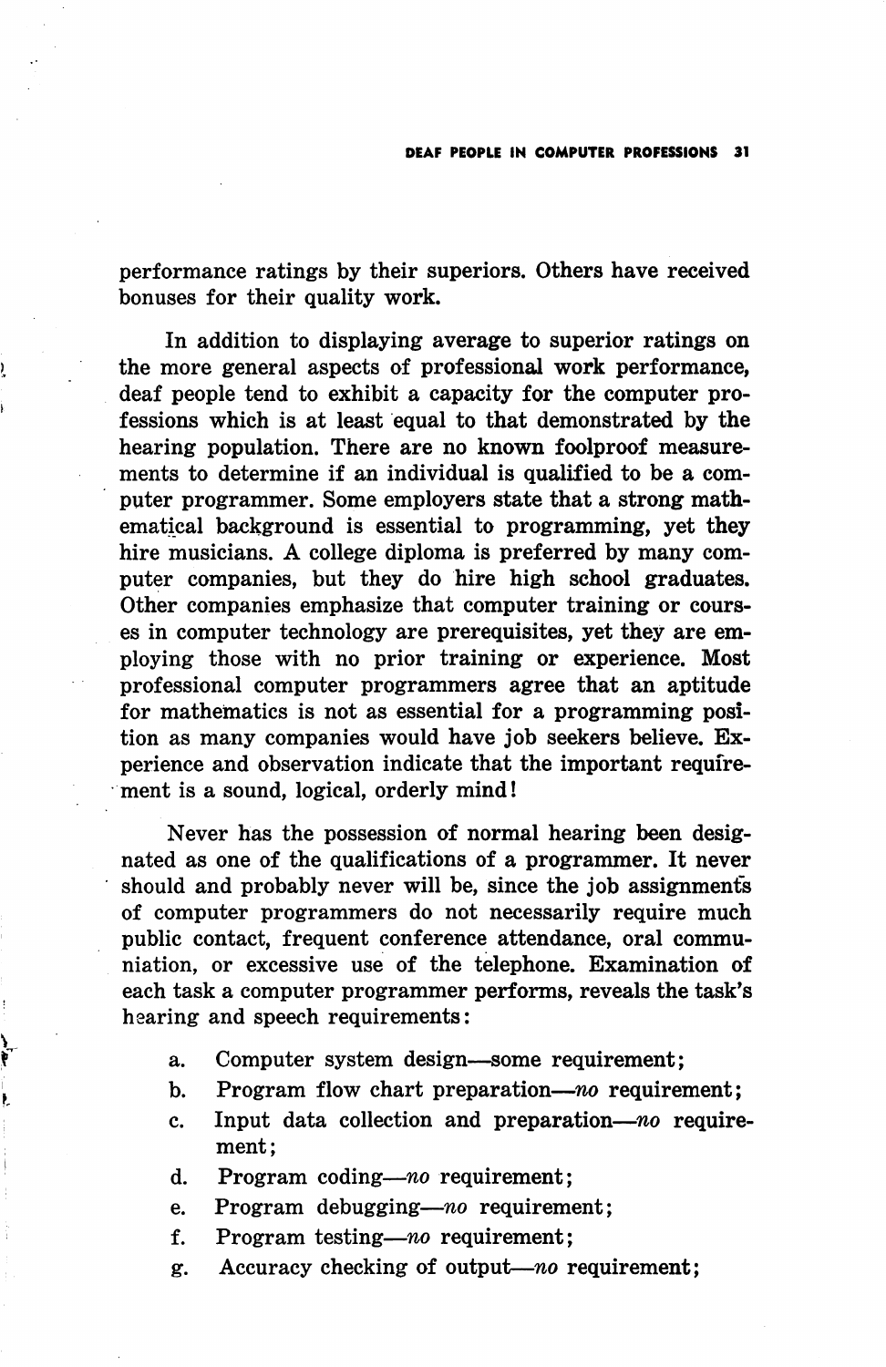performance ratings by their superiors. Others have received bonuses for their quality work.

In addition to displaying average to superior ratings on the more general aspects of professional work performance, deaf people tend to exhibit a capacity for the computer professions which is at least equal to that demonstrated by the hearing population. There are no known foolproof measurements to determine if an individual is qualified to be a computer programmer. Some employers state that a strong mathematical background is essential to programming, yet they hire musicians. A college diploma is preferred by many computer companies, but they do hire high school graduates. Other companies emphasize that computer training or courses in computer technology are prerequisites, yet they are employing those with no prior training or experience. Most professional computer programmers agree that an aptitude for mathematics is not as essential for a programming position as many companies would have job seekers believe. Experience and observation indicate that the important requirement is a sound, logical, orderly mind!

Never has the possession of normal hearing been designated as one of the qualifications of a programmer. It never should and probably never will be, since the job assignments of computer programmers do not necessarily require much public contact, frequent conference attendance, oral communiation, or excessive use of the telephone. Examination of each task a computer programmer performs, reveals the task's hearing and speech requirements:

a. Computer system design—some requirement;
b. Program flow chart preparation—*no* requirement;
c. Input data collection and preparation—*no* requirement;
d. Program coding—*no* requirement;
e. Program debugging—*no* requirement;
f. Program testing—*no* requirement;
g. Accuracy checking of output—*no* requirement;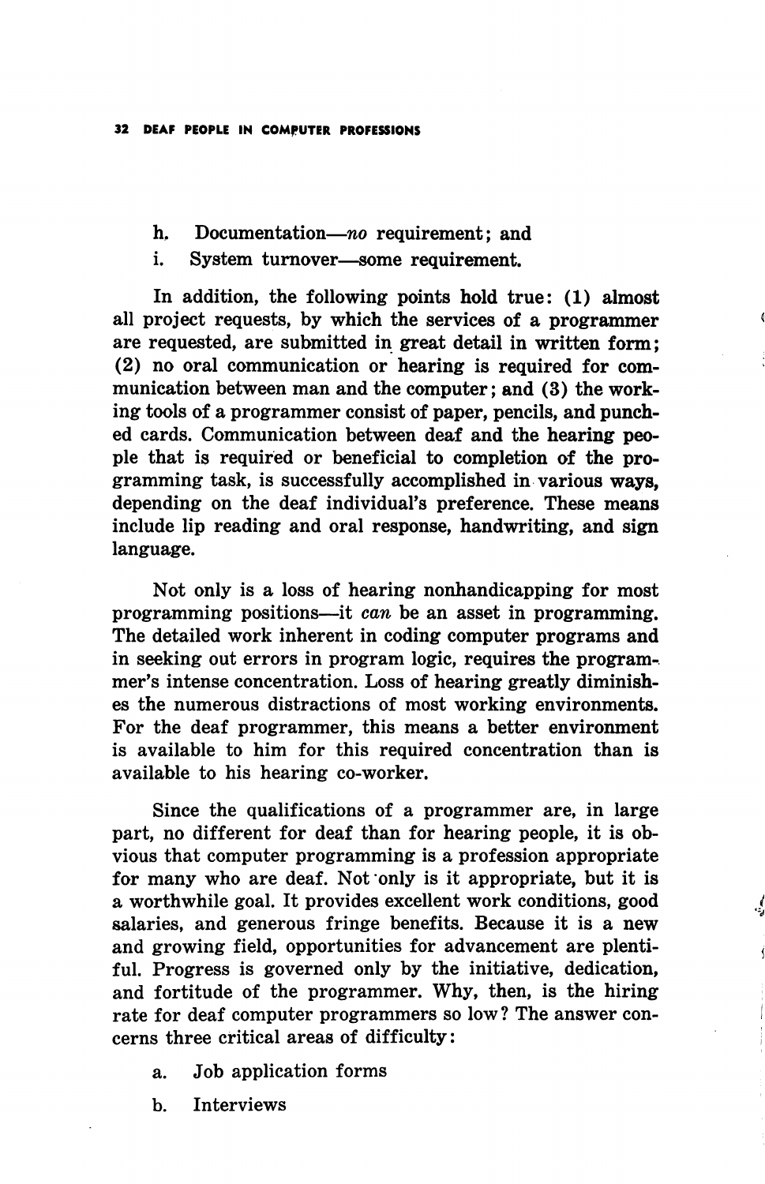h. Documentation—*no* requirement; and

i. System turnover—some requirement.

In addition, the following points hold true: (1) almost all project requests, by which the services of a programmer are requested, are submitted in great detail in written form; (2) no oral communication or hearing is required for communication between man and the computer; and (3) the working tools of a programmer consist of paper, pencils, and punched cards. Communication between deaf and the hearing people that is required or beneficial to completion of the programming task, is successfully accomplished in various ways, depending on the deaf individual's preference. These means include lip reading and oral response, handwriting, and sign language.

Not only is a loss of hearing nonhandicapping for most programming positions—it *can* be an asset in programming. The detailed work inherent in coding computer programs and in seeking out errors in program logic, requires the programmer's intense concentration. Loss of hearing greatly diminishes the numerous distractions of most working environments. For the deaf programmer, this means a better environment is available to him for this required concentration than is available to his hearing co-worker.

Since the qualifications of a programmer are, in large part, no different for deaf than for hearing people, it is obvious that computer programming is a profession appropriate for many who are deaf. Not only is it appropriate, but it is a worthwhile goal. It provides excellent work conditions, good salaries, and generous fringe benefits. Because it is a new and growing field, opportunities for advancement are plentiful. Progress is governed only by the initiative, dedication, and fortitude of the programmer. Why, then, is the hiring rate for deaf computer programmers so low? The answer concerns three critical areas of difficulty:

a. Job application forms

b. Interviews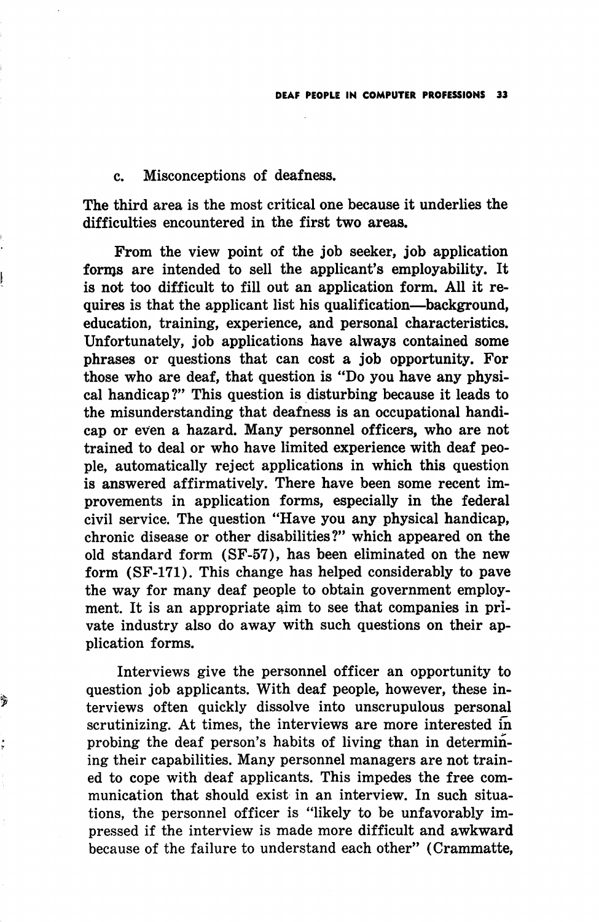c. Misconceptions of deafness.

The third area is the most critical one because it underlies the difficulties encountered in the first two areas.

From the view point of the job seeker, job application forms are intended to sell the applicant's employability. It is not too difficult to fill out an application form. All it requires is that the applicant list his qualification—background, education, training, experience, and personal characteristics. Unfortunately, job applications have always contained some phrases or questions that can cost a job opportunity. For those who are deaf, that question is "Do you have any physical handicap?" This question is disturbing because it leads to the misunderstanding that deafness is an occupational handicap or even a hazard. Many personnel officers, who are not trained to deal or who have limited experience with deaf people, automatically reject applications in which this question is answered affirmatively. There have been some recent improvements in application forms, especially in the federal civil service. The question "Have you any physical handicap, chronic disease or other disabilities?" which appeared on the old standard form (SF-57), has been eliminated on the new form (SF-171). This change has helped considerably to pave the way for many deaf people to obtain government employment. It is an appropriate aim to see that companies in private industry also do away with such questions on their application forms.

Interviews give the personnel officer an opportunity to question job applicants. With deaf people, however, these interviews often quickly dissolve into unscrupulous personal scrutinizing. At times, the interviews are more interested in probing the deaf person's habits of living than in determining their capabilities. Many personnel managers are not trained to cope with deaf applicants. This impedes the free communication that should exist in an interview. In such situations, the personnel officer is "likely to be unfavorably impressed if the interview is made more difficult and awkward because of the failure to understand each other" (Crammatte,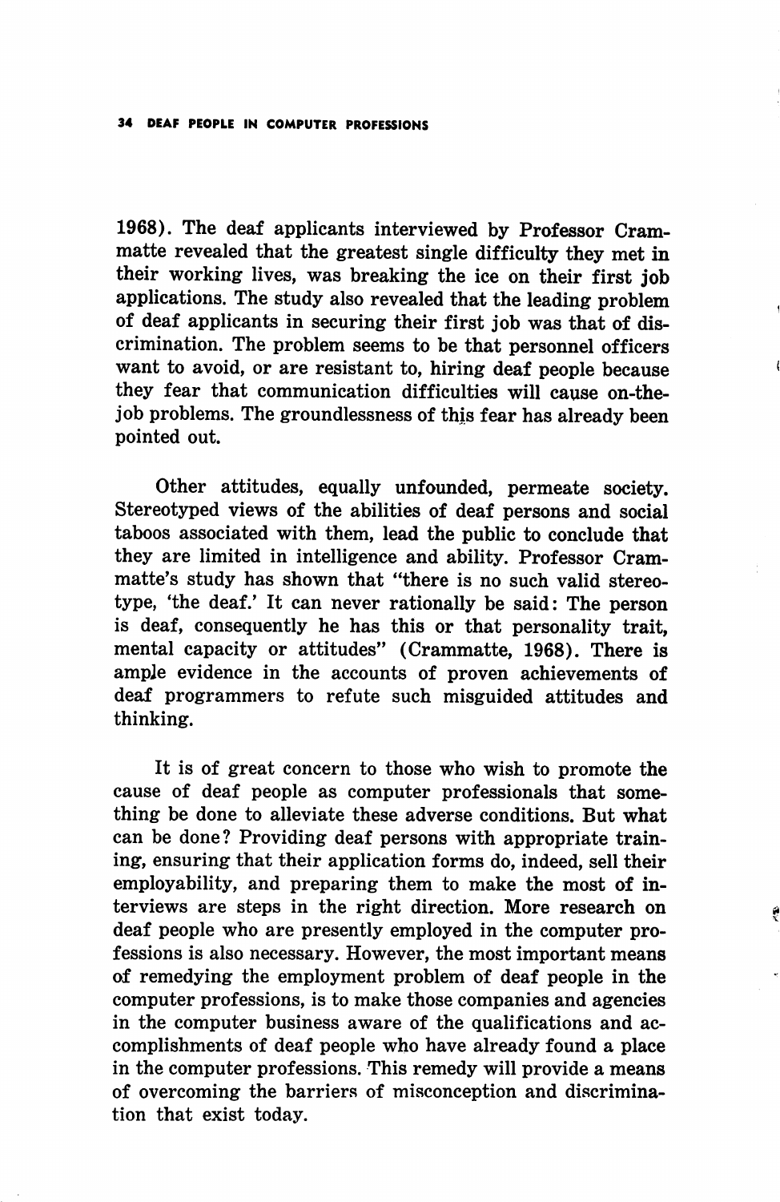1968). The deaf applicants interviewed by Professor Crammatte revealed that the greatest single difficulty they met in their working lives, was breaking the ice on their first job applications. The study also revealed that the leading problem of deaf applicants in securing their first job was that of discrimination. The problem seems to be that personnel officers want to avoid, or are resistant to, hiring deaf people because they fear that communication difficulties will cause on-the-job problems. The groundlessness of this fear has already been pointed out.

Other attitudes, equally unfounded, permeate society. Stereotyped views of the abilities of deaf persons and social taboos associated with them, lead the public to conclude that they are limited in intelligence and ability. Professor Crammatte's study has shown that "there is no such valid stereotype, 'the deaf.' It can never rationally be said: The person is deaf, consequently he has this or that personality trait, mental capacity or attitudes" (Crammatte, 1968). There is ample evidence in the accounts of proven achievements of deaf programmers to refute such misguided attitudes and thinking.

It is of great concern to those who wish to promote the cause of deaf people as computer professionals that something be done to alleviate these adverse conditions. But what can be done? Providing deaf persons with appropriate training, ensuring that their application forms do, indeed, sell their employability, and preparing them to make the most of interviews are steps in the right direction. More research on deaf people who are presently employed in the computer professions is also necessary. However, the most important means of remedying the employment problem of deaf people in the computer professions, is to make those companies and agencies in the computer business aware of the qualifications and accomplishments of deaf people who have already found a place in the computer professions. This remedy will provide a means of overcoming the barriers of misconception and discrimination that exist today.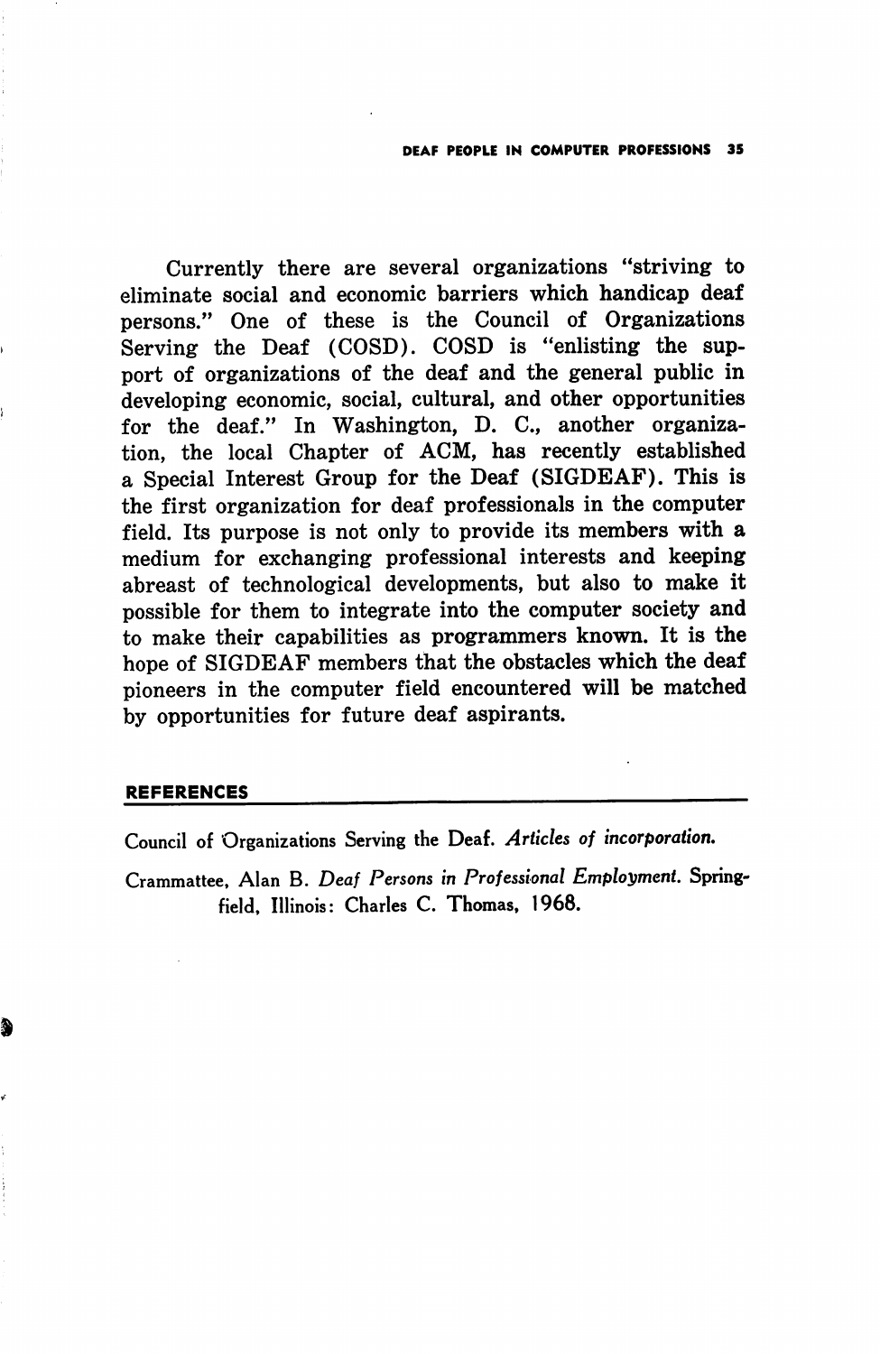Currently there are several organizations "striving to eliminate social and economic barriers which handicap deaf persons." One of these is the Council of Organizations Serving the Deaf (COSD). COSD is "enlisting the support of organizations of the deaf and the general public in developing economic, social, cultural, and other opportunities for the deaf." In Washington, D. C., another organization, the local Chapter of ACM, has recently established a Special Interest Group for the Deaf (SIGDEAF). This is the first organization for deaf professionals in the computer field. Its purpose is not only to provide its members with a medium for exchanging professional interests and keeping abreast of technological developments, but also to make it possible for them to integrate into the computer society and to make their capabilities as programmers known. It is the hope of SIGDEAF members that the obstacles which the deaf pioneers in the computer field encountered will be matched by opportunities for future deaf aspirants.

## REFERENCES

Council of Organizations Serving the Deaf. *Articles of incorporation.*

Crammattee, Alan B. *Deaf Persons in Professional Employment.* Springfield, Illinois: Charles C. Thomas, 1968.